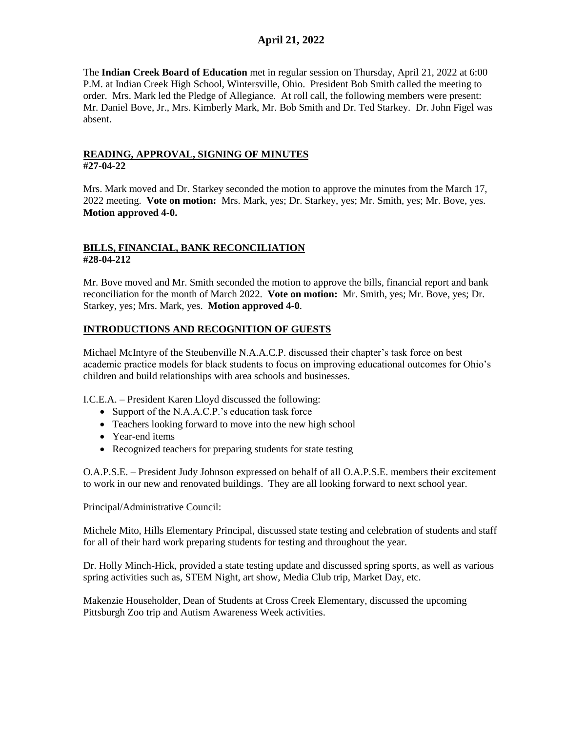# April 21, 2022

The **Indian Creek Board of Education** met in regular session on Thursday, April 21, 2022 at 6:00 P.M. at Indian Creek High School, Wintersville, Ohio. President Bob Smith called the meeting to order. Mrs. Mark led the Pledge of Allegiance. At roll call, the following members were present: Mr. Daniel Bove, Jr., Mrs. Kimberly Mark, Mr. Bob Smith and Dr. Ted Starkey. Dr. John Figel was absent.

## READING, APPROVAL, SIGNING OF MINUTES
**#27-04-22**

Mrs. Mark moved and Dr. Starkey seconded the motion to approve the minutes from the March 17, 2022 meeting. **Vote on motion:** Mrs. Mark, yes; Dr. Starkey, yes; Mr. Smith, yes; Mr. Bove, yes. **Motion approved 4-0.**

## BILLS, FINANCIAL, BANK RECONCILIATION
**#28-04-212**

Mr. Bove moved and Mr. Smith seconded the motion to approve the bills, financial report and bank reconciliation for the month of March 2022. **Vote on motion:** Mr. Smith, yes; Mr. Bove, yes; Dr. Starkey, yes; Mrs. Mark, yes. **Motion approved 4-0**.

## INTRODUCTIONS AND RECOGNITION OF GUESTS

Michael McIntyre of the Steubenville N.A.A.C.P. discussed their chapter's task force on best academic practice models for black students to focus on improving educational outcomes for Ohio's children and build relationships with area schools and businesses.

I.C.E.A. – President Karen Lloyd discussed the following:

- Support of the N.A.A.C.P.'s education task force
- Teachers looking forward to move into the new high school
- Year-end items
- Recognized teachers for preparing students for state testing

O.A.P.S.E. – President Judy Johnson expressed on behalf of all O.A.P.S.E. members their excitement to work in our new and renovated buildings. They are all looking forward to next school year.

Principal/Administrative Council:

Michele Mito, Hills Elementary Principal, discussed state testing and celebration of students and staff for all of their hard work preparing students for testing and throughout the year.

Dr. Holly Minch-Hick, provided a state testing update and discussed spring sports, as well as various spring activities such as, STEM Night, art show, Media Club trip, Market Day, etc.

Makenzie Householder, Dean of Students at Cross Creek Elementary, discussed the upcoming Pittsburgh Zoo trip and Autism Awareness Week activities.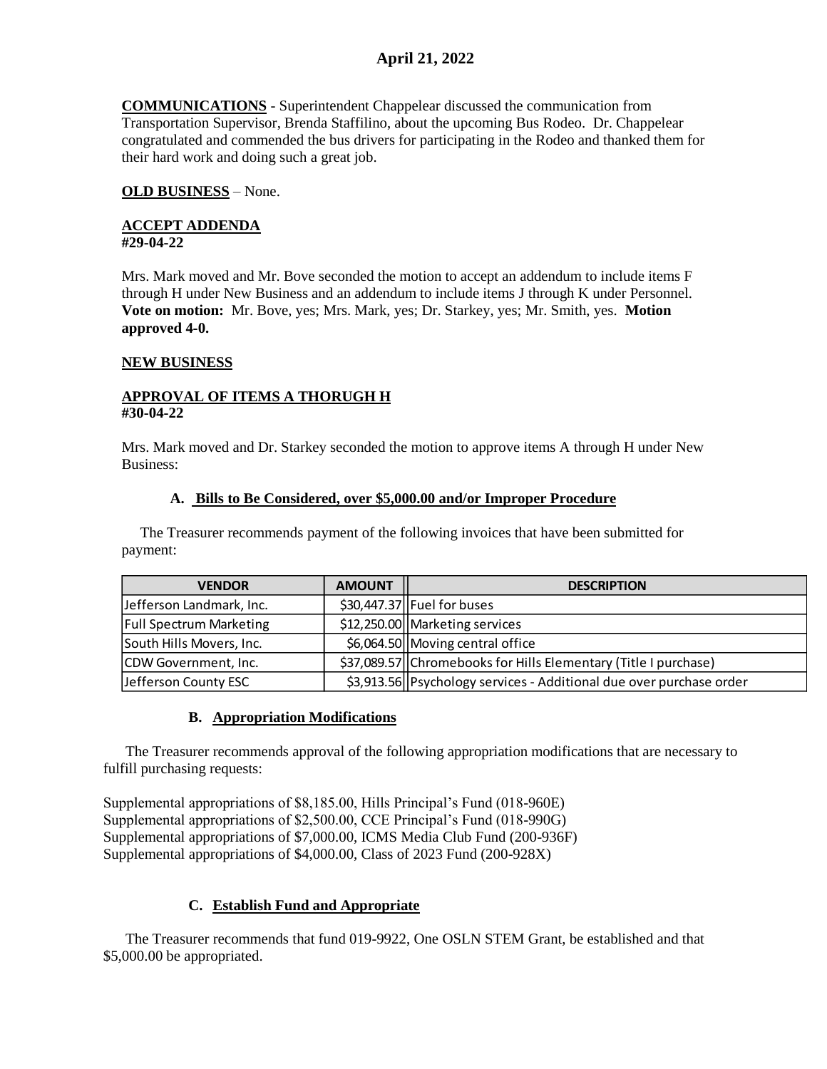**April 21, 2022**

**COMMUNICATIONS** - Superintendent Chappelear discussed the communication from Transportation Supervisor, Brenda Staffilino, about the upcoming Bus Rodeo. Dr. Chappelear congratulated and commended the bus drivers for participating in the Rodeo and thanked them for their hard work and doing such a great job.

**OLD BUSINESS** – None.

**ACCEPT ADDENDA**
**#29-04-22**

Mrs. Mark moved and Mr. Bove seconded the motion to accept an addendum to include items F through H under New Business and an addendum to include items J through K under Personnel. **Vote on motion:** Mr. Bove, yes; Mrs. Mark, yes; Dr. Starkey, yes; Mr. Smith, yes. **Motion approved 4-0.**

**NEW BUSINESS**

**APPROVAL OF ITEMS A THORUGH H**
**#30-04-22**

Mrs. Mark moved and Dr. Starkey seconded the motion to approve items A through H under New Business:

**A. Bills to Be Considered, over $5,000.00 and/or Improper Procedure**

The Treasurer recommends payment of the following invoices that have been submitted for payment:

| VENDOR | AMOUNT | DESCRIPTION |
|---|---|---|
| Jefferson Landmark, Inc. | $30,447.37 | Fuel for buses |
| Full Spectrum Marketing | $12,250.00 | Marketing services |
| South Hills Movers, Inc. | $6,064.50 | Moving central office |
| CDW Government, Inc. | $37,089.57 | Chromebooks for Hills Elementary (Title I purchase) |
| Jefferson County ESC | $3,913.56 | Psychology services - Additional due over purchase order |

**B. Appropriation Modifications**

The Treasurer recommends approval of the following appropriation modifications that are necessary to fulfill purchasing requests:

Supplemental appropriations of $8,185.00, Hills Principal's Fund (018-960E)
Supplemental appropriations of $2,500.00, CCE Principal's Fund (018-990G)
Supplemental appropriations of $7,000.00, ICMS Media Club Fund (200-936F)
Supplemental appropriations of $4,000.00, Class of 2023 Fund (200-928X)

**C. Establish Fund and Appropriate**

The Treasurer recommends that fund 019-9922, One OSLN STEM Grant, be established and that $5,000.00 be appropriated.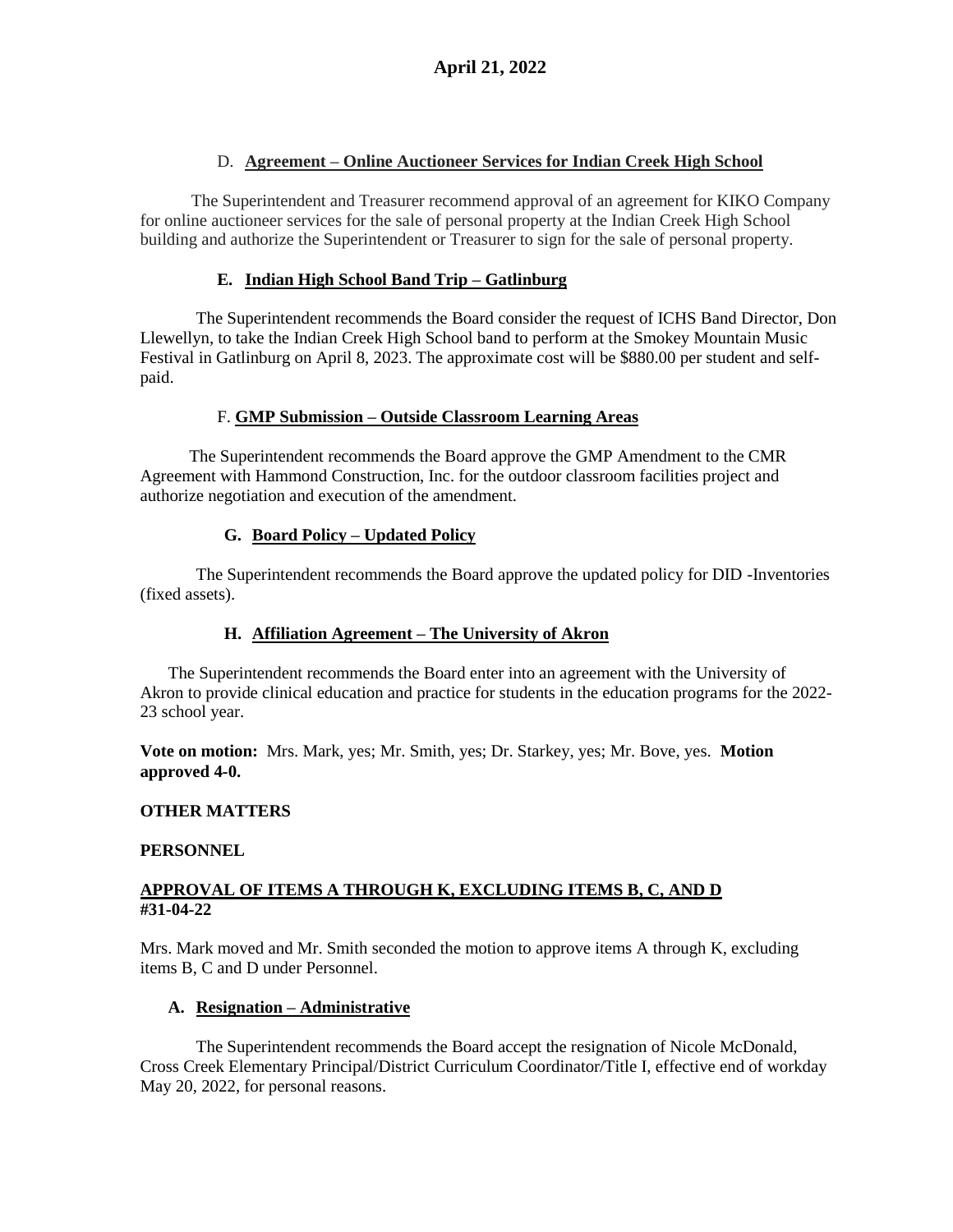**April 21, 2022**

D. **Agreement – Online Auctioneer Services for Indian Creek High School**

The Superintendent and Treasurer recommend approval of an agreement for KIKO Company for online auctioneer services for the sale of personal property at the Indian Creek High School building and authorize the Superintendent or Treasurer to sign for the sale of personal property.

**E. Indian High School Band Trip – Gatlinburg**

The Superintendent recommends the Board consider the request of ICHS Band Director, Don Llewellyn, to take the Indian Creek High School band to perform at the Smokey Mountain Music Festival in Gatlinburg on April 8, 2023. The approximate cost will be $880.00 per student and self-paid.

F. **GMP Submission – Outside Classroom Learning Areas**

The Superintendent recommends the Board approve the GMP Amendment to the CMR Agreement with Hammond Construction, Inc. for the outdoor classroom facilities project and authorize negotiation and execution of the amendment.

**G. Board Policy – Updated Policy**

The Superintendent recommends the Board approve the updated policy for DID -Inventories (fixed assets).

**H. Affiliation Agreement – The University of Akron**

The Superintendent recommends the Board enter into an agreement with the University of Akron to provide clinical education and practice for students in the education programs for the 2022-23 school year.

**Vote on motion:** Mrs. Mark, yes; Mr. Smith, yes; Dr. Starkey, yes; Mr. Bove, yes. **Motion approved 4-0.**

**OTHER MATTERS**

**PERSONNEL**

**APPROVAL OF ITEMS A THROUGH K, EXCLUDING ITEMS B, C, AND D #31-04-22**

Mrs. Mark moved and Mr. Smith seconded the motion to approve items A through K, excluding items B, C and D under Personnel.

**A. Resignation – Administrative**

The Superintendent recommends the Board accept the resignation of Nicole McDonald, Cross Creek Elementary Principal/District Curriculum Coordinator/Title I, effective end of workday May 20, 2022, for personal reasons.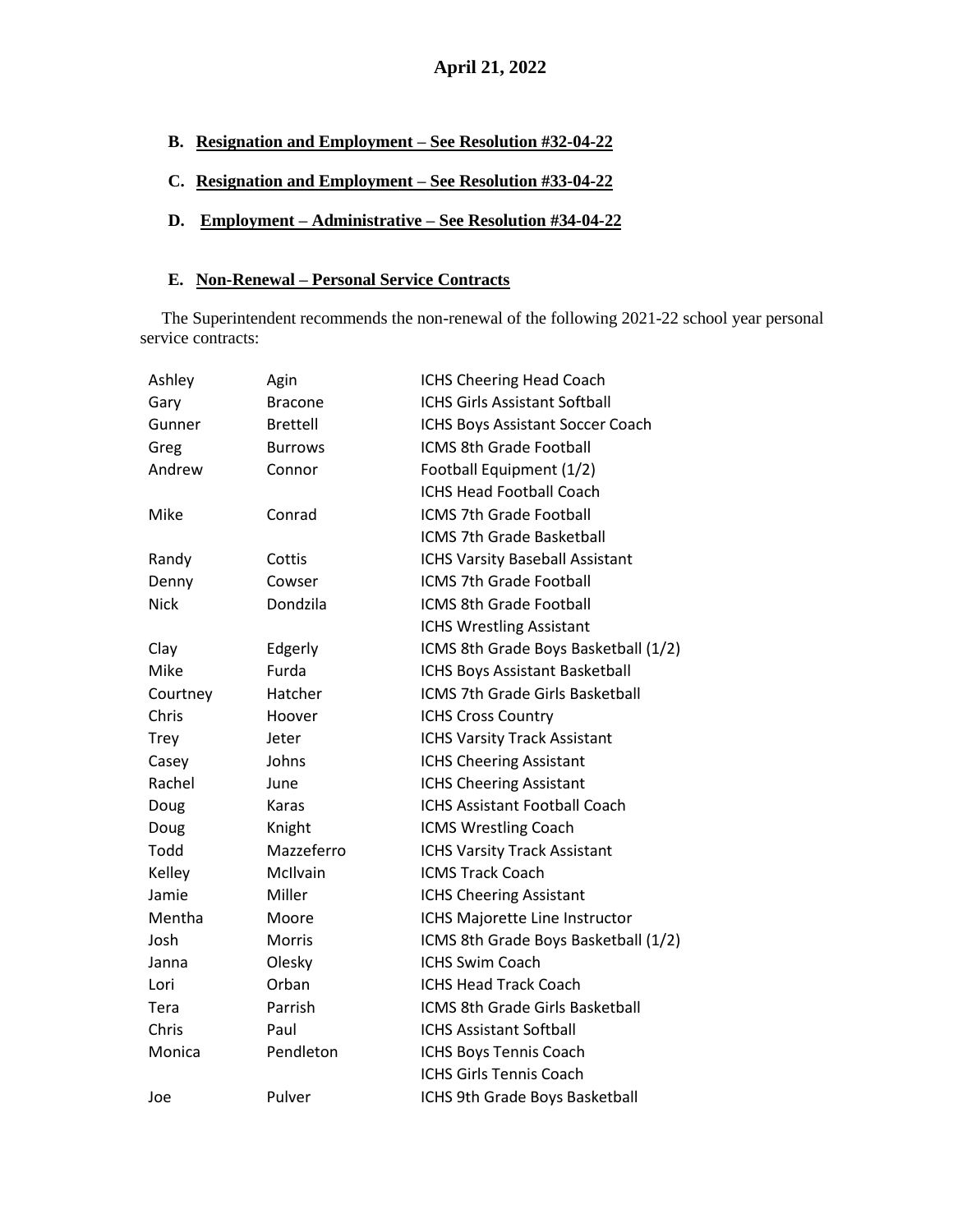**April 21, 2022**

**B. Resignation and Employment – See Resolution #32-04-22**

**C. Resignation and Employment – See Resolution #33-04-22**

**D. Employment – Administrative – See Resolution #34-04-22**

**E. Non-Renewal – Personal Service Contracts**

The Superintendent recommends the non-renewal of the following 2021-22 school year personal service contracts:

| | | |
|---|---|---|
| Ashley | Agin | ICHS Cheering Head Coach |
| Gary | Bracone | ICHS Girls Assistant Softball |
| Gunner | Brettell | ICHS Boys Assistant Soccer Coach |
| Greg | Burrows | ICMS 8th Grade Football |
| Andrew | Connor | Football Equipment (1/2) |
| | | ICHS Head Football Coach |
| Mike | Conrad | ICMS 7th Grade Football |
| | | ICMS 7th Grade Basketball |
| Randy | Cottis | ICHS Varsity Baseball Assistant |
| Denny | Cowser | ICMS 7th Grade Football |
| Nick | Dondzila | ICMS 8th Grade Football |
| | | ICHS Wrestling Assistant |
| Clay | Edgerly | ICMS 8th Grade Boys Basketball (1/2) |
| Mike | Furda | ICHS Boys Assistant Basketball |
| Courtney | Hatcher | ICMS 7th Grade Girls Basketball |
| Chris | Hoover | ICHS Cross Country |
| Trey | Jeter | ICHS Varsity Track Assistant |
| Casey | Johns | ICHS Cheering Assistant |
| Rachel | June | ICHS Cheering Assistant |
| Doug | Karas | ICHS Assistant Football Coach |
| Doug | Knight | ICMS Wrestling Coach |
| Todd | Mazzeferro | ICHS Varsity Track Assistant |
| Kelley | McIlvain | ICMS Track Coach |
| Jamie | Miller | ICHS Cheering Assistant |
| Mentha | Moore | ICHS Majorette Line Instructor |
| Josh | Morris | ICMS 8th Grade Boys Basketball (1/2) |
| Janna | Olesky | ICHS Swim Coach |
| Lori | Orban | ICHS Head Track Coach |
| Tera | Parrish | ICMS 8th Grade Girls Basketball |
| Chris | Paul | ICHS Assistant Softball |
| Monica | Pendleton | ICHS Boys Tennis Coach |
| | | ICHS Girls Tennis Coach |
| Joe | Pulver | ICHS 9th Grade Boys Basketball |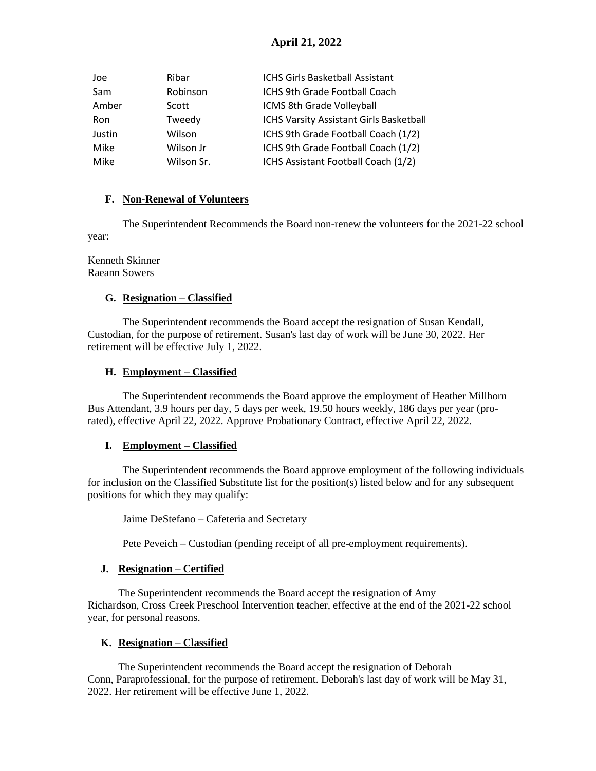April 21, 2022

| | | |
|---|---|---|
| Joe | Ribar | ICHS Girls Basketball Assistant |
| Sam | Robinson | ICHS 9th Grade Football Coach |
| Amber | Scott | ICMS 8th Grade Volleyball |
| Ron | Tweedy | ICHS Varsity Assistant Girls Basketball |
| Justin | Wilson | ICHS 9th Grade Football Coach (1/2) |
| Mike | Wilson Jr | ICHS 9th Grade Football Coach (1/2) |
| Mike | Wilson Sr. | ICHS Assistant Football Coach (1/2) |

### F. Non-Renewal of Volunteers

The Superintendent Recommends the Board non-renew the volunteers for the 2021-22 school year:

Kenneth Skinner
Raeann Sowers

### G. Resignation – Classified

The Superintendent recommends the Board accept the resignation of Susan Kendall, Custodian, for the purpose of retirement. Susan's last day of work will be June 30, 2022. Her retirement will be effective July 1, 2022.

### H. Employment – Classified

The Superintendent recommends the Board approve the employment of Heather Millhorn Bus Attendant, 3.9 hours per day, 5 days per week, 19.50 hours weekly, 186 days per year (pro-rated), effective April 22, 2022. Approve Probationary Contract, effective April 22, 2022.

### I. Employment – Classified

The Superintendent recommends the Board approve employment of the following individuals for inclusion on the Classified Substitute list for the position(s) listed below and for any subsequent positions for which they may qualify:

Jaime DeStefano – Cafeteria and Secretary

Pete Peveich – Custodian (pending receipt of all pre-employment requirements).

### J. Resignation – Certified

The Superintendent recommends the Board accept the resignation of Amy Richardson, Cross Creek Preschool Intervention teacher, effective at the end of the 2021-22 school year, for personal reasons.

### K. Resignation – Classified

The Superintendent recommends the Board accept the resignation of Deborah Conn, Paraprofessional, for the purpose of retirement. Deborah's last day of work will be May 31, 2022. Her retirement will be effective June 1, 2022.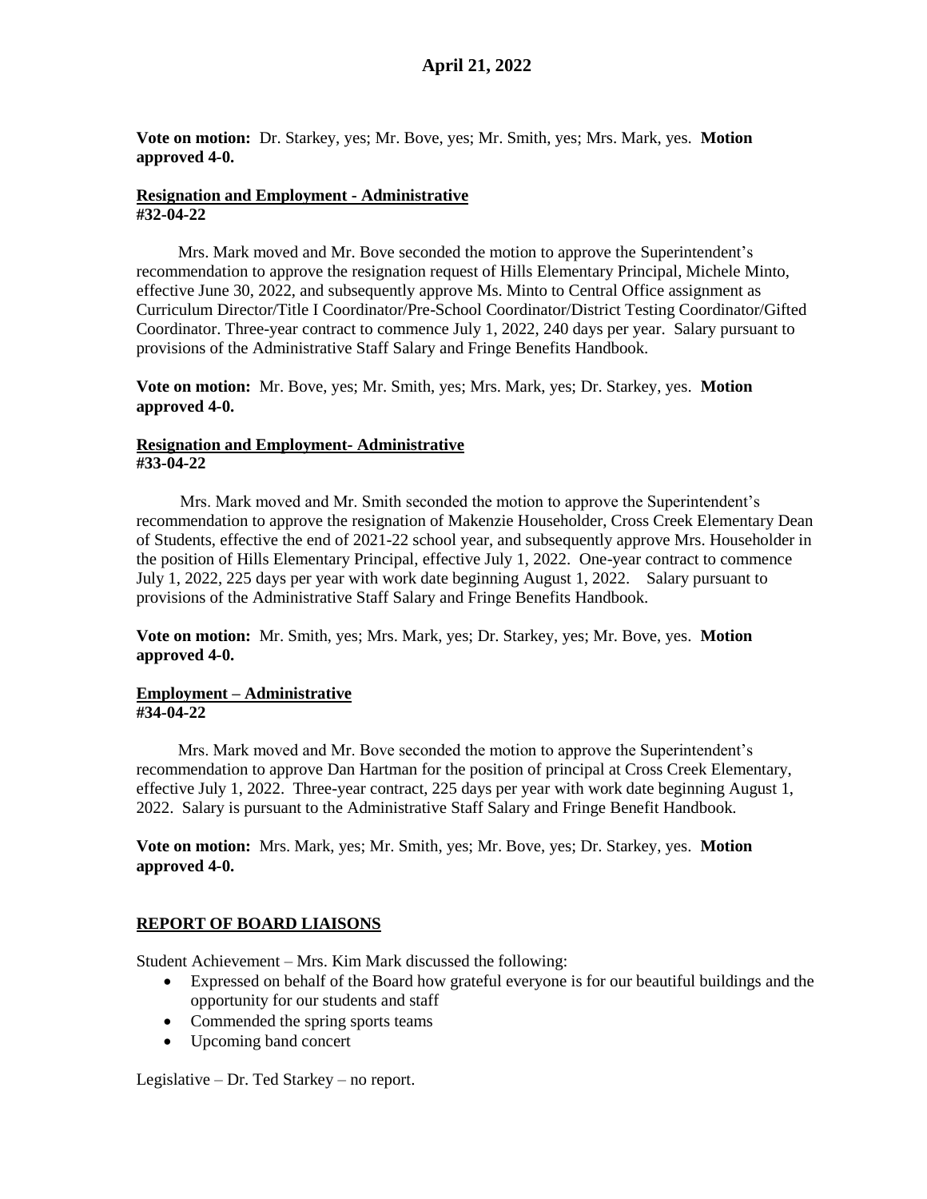**Vote on motion:** Dr. Starkey, yes; Mr. Bove, yes; Mr. Smith, yes; Mrs. Mark, yes. **Motion approved 4-0.**

**Resignation and Employment - Administrative**
**#32-04-22**

Mrs. Mark moved and Mr. Bove seconded the motion to approve the Superintendent's recommendation to approve the resignation request of Hills Elementary Principal, Michele Minto, effective June 30, 2022, and subsequently approve Ms. Minto to Central Office assignment as Curriculum Director/Title I Coordinator/Pre-School Coordinator/District Testing Coordinator/Gifted Coordinator. Three-year contract to commence July 1, 2022, 240 days per year. Salary pursuant to provisions of the Administrative Staff Salary and Fringe Benefits Handbook.

**Vote on motion:** Mr. Bove, yes; Mr. Smith, yes; Mrs. Mark, yes; Dr. Starkey, yes. **Motion approved 4-0.**

**Resignation and Employment- Administrative**
**#33-04-22**

Mrs. Mark moved and Mr. Smith seconded the motion to approve the Superintendent's recommendation to approve the resignation of Makenzie Householder, Cross Creek Elementary Dean of Students, effective the end of 2021-22 school year, and subsequently approve Mrs. Householder in the position of Hills Elementary Principal, effective July 1, 2022. One-year contract to commence July 1, 2022, 225 days per year with work date beginning August 1, 2022. Salary pursuant to provisions of the Administrative Staff Salary and Fringe Benefits Handbook.

**Vote on motion:** Mr. Smith, yes; Mrs. Mark, yes; Dr. Starkey, yes; Mr. Bove, yes. **Motion approved 4-0.**

**Employment – Administrative**
**#34-04-22**

Mrs. Mark moved and Mr. Bove seconded the motion to approve the Superintendent's recommendation to approve Dan Hartman for the position of principal at Cross Creek Elementary, effective July 1, 2022. Three-year contract, 225 days per year with work date beginning August 1, 2022. Salary is pursuant to the Administrative Staff Salary and Fringe Benefit Handbook.

**Vote on motion:** Mrs. Mark, yes; Mr. Smith, yes; Mr. Bove, yes; Dr. Starkey, yes. **Motion approved 4-0.**

**REPORT OF BOARD LIAISONS**

Student Achievement – Mrs. Kim Mark discussed the following:

- Expressed on behalf of the Board how grateful everyone is for our beautiful buildings and the opportunity for our students and staff
- Commended the spring sports teams
- Upcoming band concert

Legislative – Dr. Ted Starkey – no report.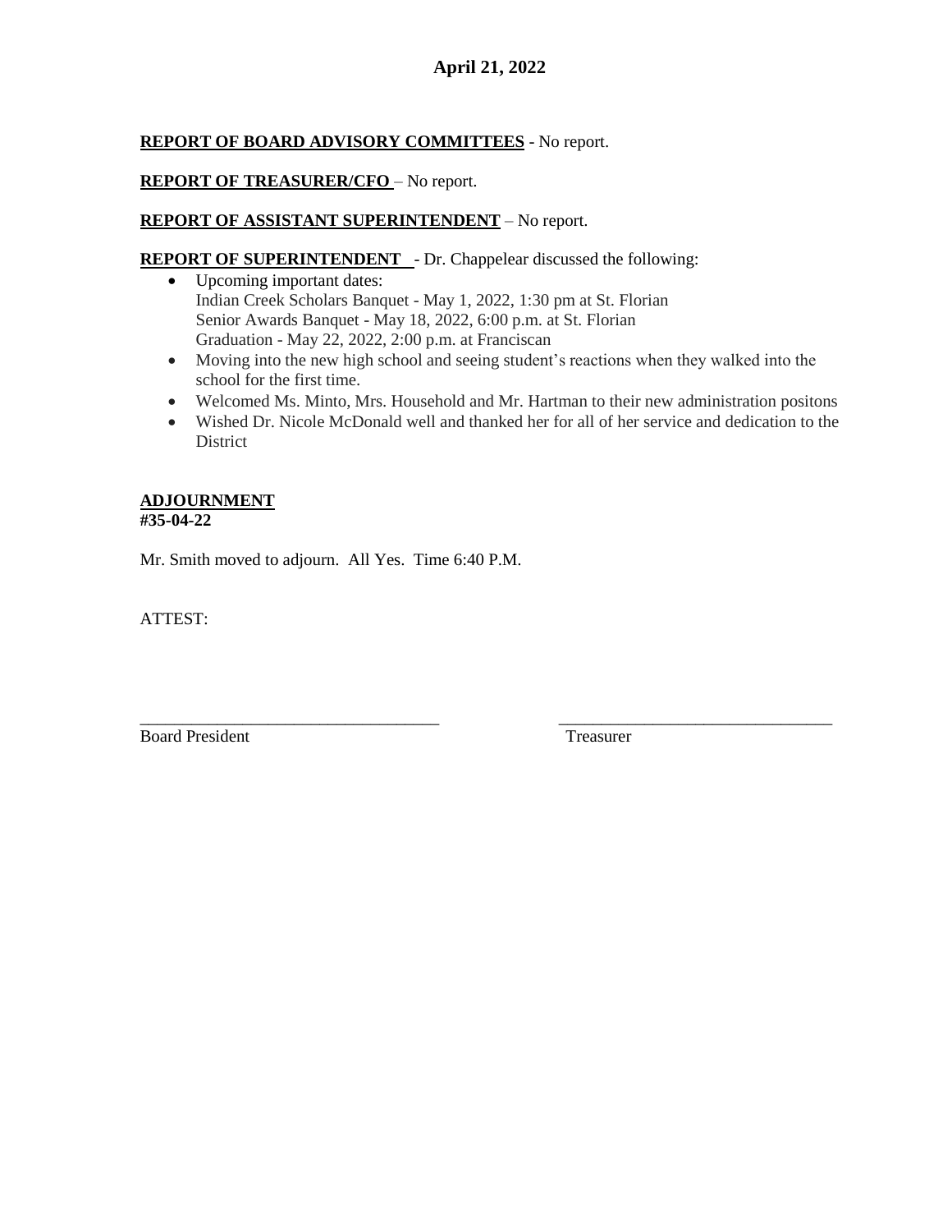**April 21, 2022**

**REPORT OF BOARD ADVISORY COMMITTEES** - No report.

**REPORT OF TREASURER/CFO** – No report.

**REPORT OF ASSISTANT SUPERINTENDENT** – No report.

**REPORT OF SUPERINTENDENT** - Dr. Chappelear discussed the following:

- Upcoming important dates:
  Indian Creek Scholars Banquet - May 1, 2022, 1:30 pm at St. Florian
  Senior Awards Banquet - May 18, 2022, 6:00 p.m. at St. Florian
  Graduation - May 22, 2022, 2:00 p.m. at Franciscan
- Moving into the new high school and seeing student's reactions when they walked into the school for the first time.
- Welcomed Ms. Minto, Mrs. Household and Mr. Hartman to their new administration positons
- Wished Dr. Nicole McDonald well and thanked her for all of her service and dedication to the District

**ADJOURNMENT**
**#35-04-22**

Mr. Smith moved to adjourn. All Yes. Time 6:40 P.M.

ATTEST:

\_\_\_\_\_\_\_\_\_\_\_\_\_\_\_\_\_\_\_\_\_\_\_\_\_\_\_\_\_\_\_\_\_\_\_ \_\_\_\_\_\_\_\_\_\_\_\_\_\_\_\_\_\_\_\_\_\_\_\_\_\_\_\_\_\_\_\_\_\_

Board President Treasurer